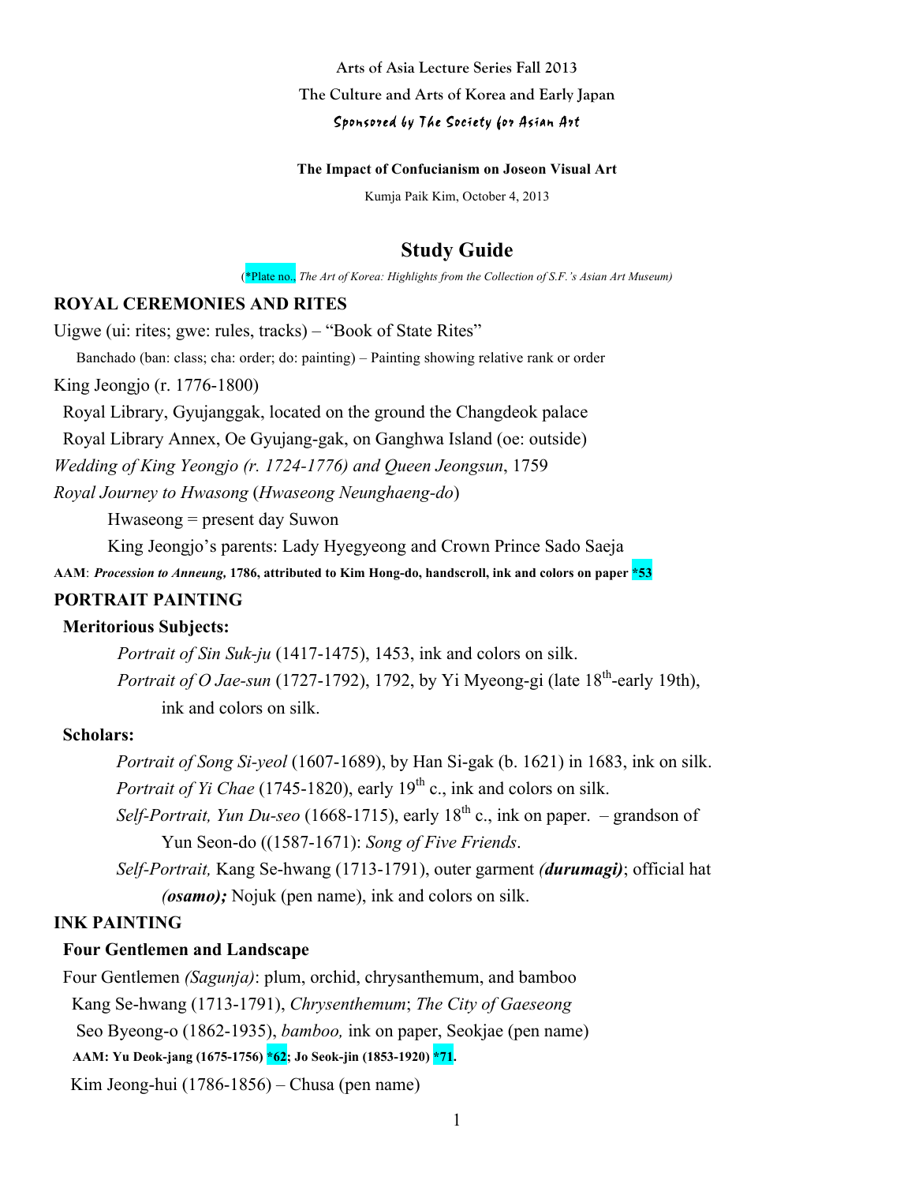Arts of Asia Lecture Series Fall 2013

The Culture and Arts of Korea and Early Japan

*Sponsored by The Society for Asian Art*

**The Impact of Confucianism on Joseon Visual Art**

Kumja Paik Kim, October 4, 2013

# Study Guide

(*Plate no., *The Art of Korea: Highlights from the Collection of S.F.'s Asian Art Museum*)

## ROYAL CEREMONIES AND RITES

Uigwe (ui: rites; gwe: rules, tracks) – "Book of State Rites"

Banchado (ban: class; cha: order; do: painting) – Painting showing relative rank or order

King Jeongjo (r. 1776-1800)

Royal Library, Gyujanggak, located on the ground the Changdeok palace

Royal Library Annex, Oe Gyujang-gak, on Ganghwa Island (oe: outside)

*Wedding of King Yeongjo (r. 1724-1776) and Queen Jeongsun*, 1759

*Royal Journey to Hwasong* (*Hwaseong Neunghaeng-do*)

Hwaseong = present day Suwon

King Jeongjo's parents: Lady Hyegyeong and Crown Prince Sado Saeja

**AAM**: ***Procession to Anneung,* 1786, attributed to Kim Hong-do, handscroll, ink and colors on paper *53**

## PORTRAIT PAINTING

### Meritorious Subjects:

*Portrait of Sin Suk-ju* (1417-1475), 1453, ink and colors on silk.

*Portrait of O Jae-sun* (1727-1792), 1792, by Yi Myeong-gi (late 18th-early 19th), ink and colors on silk.

### Scholars:

*Portrait of Song Si-yeol* (1607-1689), by Han Si-gak (b. 1621) in 1683, ink on silk.

*Portrait of Yi Chae* (1745-1820), early 19th c., ink and colors on silk.

*Self-Portrait, Yun Du-seo* (1668-1715), early 18th c., ink on paper. – grandson of Yun Seon-do ((1587-1671): *Song of Five Friends*.

*Self-Portrait,* Kang Se-hwang (1713-1791), outer garment ***(durumagi)***; official hat ***(osamo);*** Nojuk (pen name), ink and colors on silk.

## INK PAINTING

### Four Gentlemen and Landscape

Four Gentlemen *(Sagunja)*: plum, orchid, chrysanthemum, and bamboo

Kang Se-hwang (1713-1791), *Chrysenthemum*; *The City of Gaeseong*

Seo Byeong-o (1862-1935), *bamboo,* ink on paper, Seokjae (pen name)

**AAM: Yu Deok-jang (1675-1756) *62; Jo Seok-jin (1853-1920) *71.**

Kim Jeong-hui (1786-1856) – Chusa (pen name)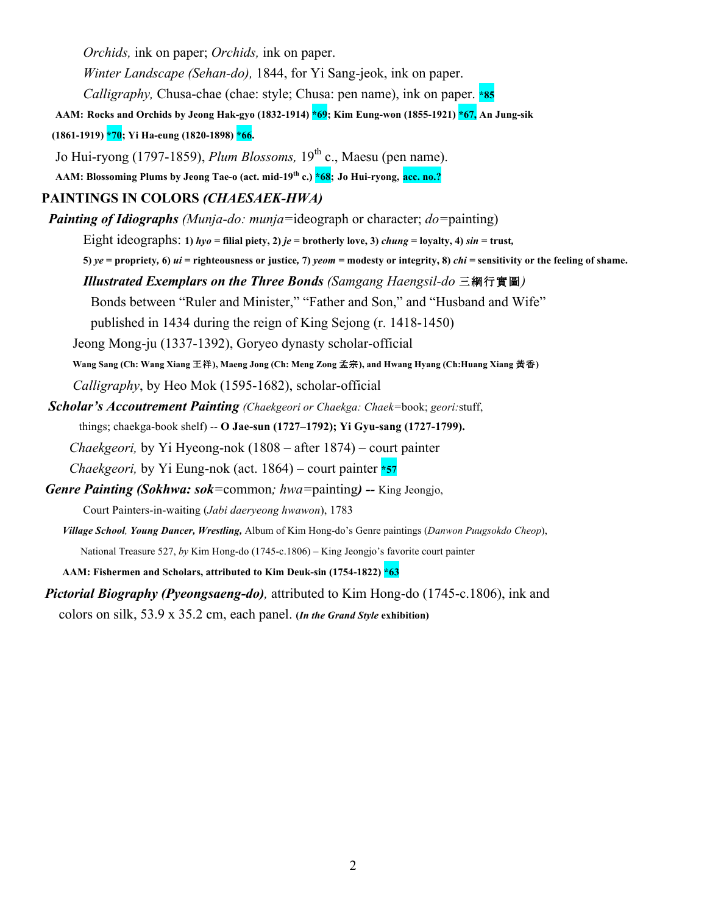*Orchids,* ink on paper; *Orchids,* ink on paper.

*Winter Landscape (Sehan-do),* 1844, for Yi Sang-jeok, ink on paper.

*Calligraphy,* Chusa-chae (chae: style; Chusa: pen name), ink on paper. **\*85**

**AAM: Rocks and Orchids by Jeong Hak-gyo (1832-1914) \*69; Kim Eung-won (1855-1921) \*67, An Jung-sik (1861-1919) \*70; Yi Ha-eung (1820-1898) \*66.**

Jo Hui-ryong (1797-1859), *Plum Blossoms,* 19th c., Maesu (pen name).

**AAM: Blossoming Plums by Jeong Tae-o (act. mid-19th c.) \*68; Jo Hui-ryong, acc. no.?**

## PAINTINGS IN COLORS *(CHAESAEK-HWA)*

***Painting of Idiographs*** *(Munja-do: munja*=ideograph or character; *do*=painting)

Eight ideographs: **1) *hyo* = filial piety, 2) *je* = brotherly love, 3) *chung* = loyalty, 4) *sin* = trust, 5) *ye* = propriety, 6) *ui* = righteousness or justice, 7) *yeom* = modesty or integrity, 8) *chi* = sensitivity or the feeling of shame.**

***Illustrated Exemplars on the Three Bonds*** *(Samgang Haengsil-do* 三綱行實圖*)*

Bonds between "Ruler and Minister," "Father and Son," and "Husband and Wife"

published in 1434 during the reign of King Sejong (r. 1418-1450)

Jeong Mong-ju (1337-1392), Goryeo dynasty scholar-official

**Wang Sang (Ch: Wang Xiang 王祥), Maeng Jong (Ch: Meng Zong 孟宗), and Hwang Hyang (Ch:Huang Xiang 黄香)**

*Calligraphy*, by Heo Mok (1595-1682), scholar-official

***Scholar's Accoutrement Painting*** *(Chaekgeori or Chaekga: Chaek*=book; *geori:*stuff, things; chaekga-book shelf) -- **O Jae-sun (1727–1792); Yi Gyu-sang (1727-1799).**

*Chaekgeori,* by Yi Hyeong-nok (1808 – after 1874) – court painter

*Chaekgeori,* by Yi Eung-nok (act. 1864) – court painter **\*57**

***Genre Painting (Sokhwa: sok****=common; hwa=painting**) --*** King Jeongjo, Court Painters-in-waiting (*Jabi daeryeong hwawon*), 1783

***Village School**, **Young Dancer, Wrestling,*** Album of Kim Hong-do's Genre paintings (*Danwon Puugsokdo Cheop*), National Treasure 527, *by* Kim Hong-do (1745-c.1806) – King Jeongjo's favorite court painter

**AAM: Fishermen and Scholars, attributed to Kim Deuk-sin (1754-1822) \*63**

***Pictorial Biography (Pyeongsaeng-do)****,* attributed to Kim Hong-do (1745-c.1806), ink and colors on silk, 53.9 x 35.2 cm, each panel. **(*In the Grand Style* exhibition)**